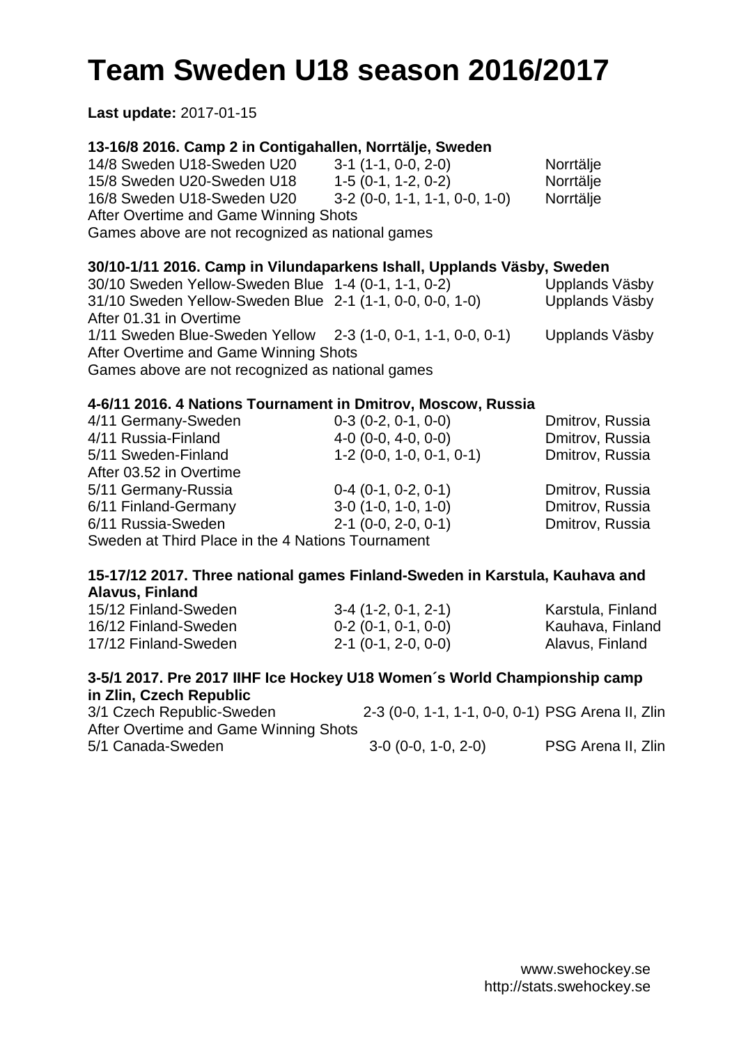# Team Sweden U18 season 2016/2017

**Last update:** 2017-01-15

**13-16/8 2016. Camp 2 in Contigahallen, Norrtälje, Sweden**

| | | |
|---|---|---|
| 14/8 Sweden U18-Sweden U20 | 3-1 (1-1, 0-0, 2-0) | Norrtälje |
| 15/8 Sweden U20-Sweden U18 | 1-5 (0-1, 1-2, 0-2) | Norrtälje |
| 16/8 Sweden U18-Sweden U20 | 3-2 (0-0, 1-1, 1-1, 0-0, 1-0) | Norrtälje |

After Overtime and Game Winning Shots

Games above are not recognized as national games

**30/10-1/11 2016. Camp in Vilundaparkens Ishall, Upplands Väsby, Sweden**

| | | |
|---|---|---|
| 30/10 Sweden Yellow-Sweden Blue | 1-4 (0-1, 1-1, 0-2) | Upplands Väsby |
| 31/10 Sweden Yellow-Sweden Blue | 2-1 (1-1, 0-0, 0-0, 1-0) | Upplands Väsby |

After 01.31 in Overtime

| | | |
|---|---|---|
| 1/11 Sweden Blue-Sweden Yellow | 2-3 (1-0, 0-1, 1-1, 0-0, 0-1) | Upplands Väsby |

After Overtime and Game Winning Shots

Games above are not recognized as national games

**4-6/11 2016. 4 Nations Tournament in Dmitrov, Moscow, Russia**

| | | |
|---|---|---|
| 4/11 Germany-Sweden | 0-3 (0-2, 0-1, 0-0) | Dmitrov, Russia |
| 4/11 Russia-Finland | 4-0 (0-0, 4-0, 0-0) | Dmitrov, Russia |
| 5/11 Sweden-Finland | 1-2 (0-0, 1-0, 0-1, 0-1) | Dmitrov, Russia |

After 03.52 in Overtime

| | | |
|---|---|---|
| 5/11 Germany-Russia | 0-4 (0-1, 0-2, 0-1) | Dmitrov, Russia |
| 6/11 Finland-Germany | 3-0 (1-0, 1-0, 1-0) | Dmitrov, Russia |
| 6/11 Russia-Sweden | 2-1 (0-0, 2-0, 0-1) | Dmitrov, Russia |

Sweden at Third Place in the 4 Nations Tournament

**15-17/12 2017. Three national games Finland-Sweden in Karstula, Kauhava and Alavus, Finland**

| | | |
|---|---|---|
| 15/12 Finland-Sweden | 3-4 (1-2, 0-1, 2-1) | Karstula, Finland |
| 16/12 Finland-Sweden | 0-2 (0-1, 0-1, 0-0) | Kauhava, Finland |
| 17/12 Finland-Sweden | 2-1 (0-1, 2-0, 0-0) | Alavus, Finland |

**3-5/1 2017. Pre 2017 IIHF Ice Hockey U18 Women´s World Championship camp in Zlin, Czech Republic**

| | | |
|---|---|---|
| 3/1 Czech Republic-Sweden | 2-3 (0-0, 1-1, 1-1, 0-0, 0-1) | PSG Arena II, Zlin |

After Overtime and Game Winning Shots

| | | |
|---|---|---|
| 5/1 Canada-Sweden | 3-0 (0-0, 1-0, 2-0) | PSG Arena II, Zlin |

www.swehockey.se
http://stats.swehockey.se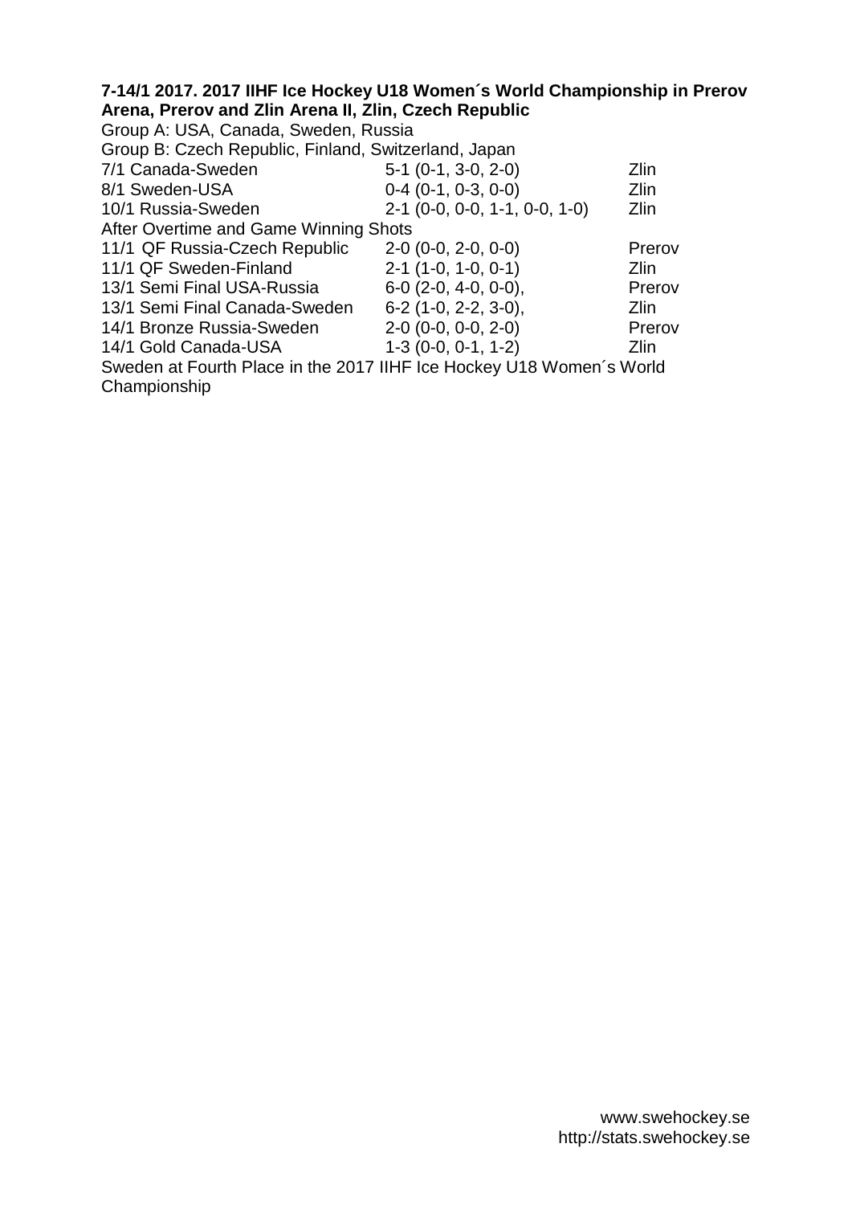**7-14/1 2017. 2017 IIHF Ice Hockey U18 Women´s World Championship in Prerov Arena, Prerov and Zlin Arena II, Zlin, Czech Republic**

Group A: USA, Canada, Sweden, Russia

Group B: Czech Republic, Finland, Switzerland, Japan

| | | |
|---|---|---|
| 7/1 Canada-Sweden | 5-1 (0-1, 3-0, 2-0) | Zlin |
| 8/1 Sweden-USA | 0-4 (0-1, 0-3, 0-0) | Zlin |
| 10/1 Russia-Sweden | 2-1 (0-0, 0-0, 1-1, 0-0, 1-0) | Zlin |
| After Overtime and Game Winning Shots | | |
| 11/1 QF Russia-Czech Republic | 2-0 (0-0, 2-0, 0-0) | Prerov |
| 11/1 QF Sweden-Finland | 2-1 (1-0, 1-0, 0-1) | Zlin |
| 13/1 Semi Final USA-Russia | 6-0 (2-0, 4-0, 0-0), | Prerov |
| 13/1 Semi Final Canada-Sweden | 6-2 (1-0, 2-2, 3-0), | Zlin |
| 14/1 Bronze Russia-Sweden | 2-0 (0-0, 0-0, 2-0) | Prerov |
| 14/1 Gold Canada-USA | 1-3 (0-0, 0-1, 1-2) | Zlin |

Sweden at Fourth Place in the 2017 IIHF Ice Hockey U18 Women´s World Championship

www.swehockey.se
http://stats.swehockey.se